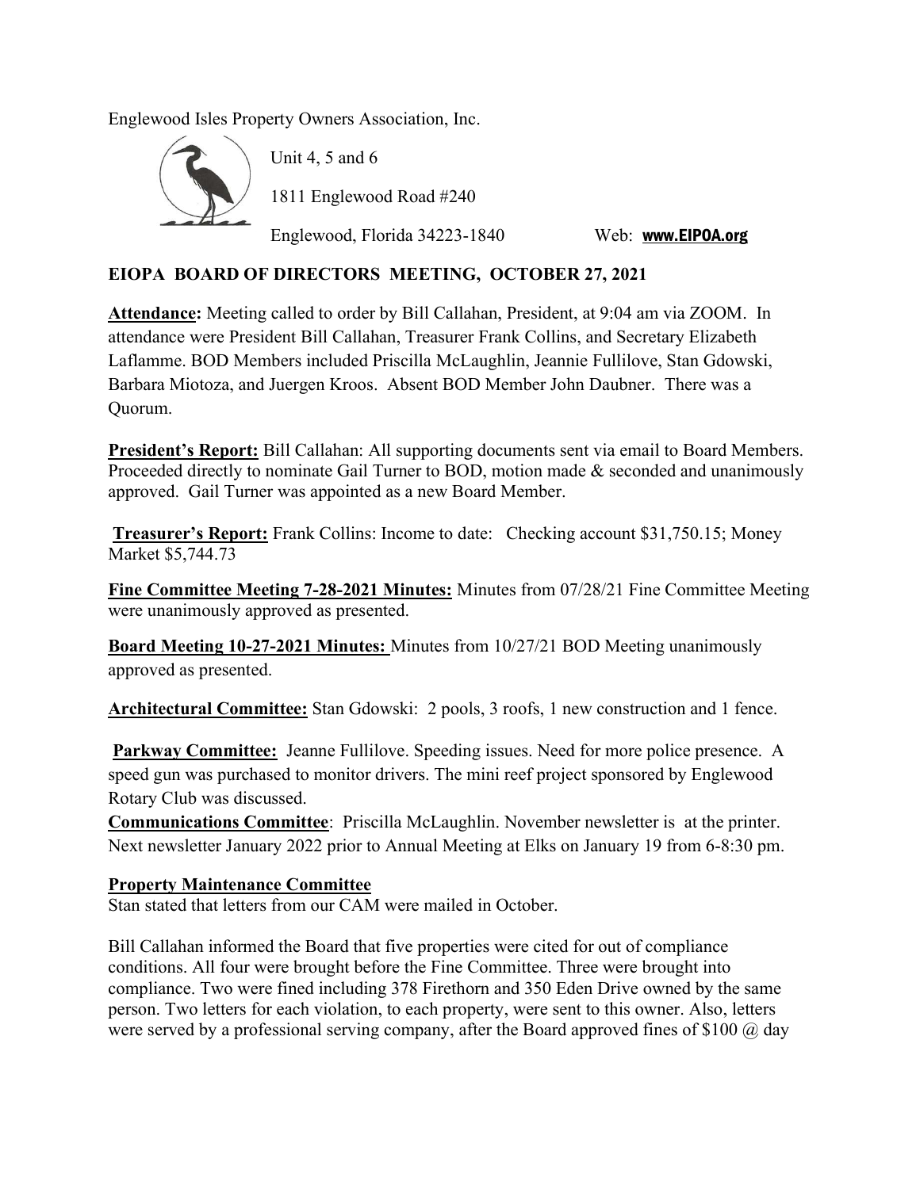Englewood Isles Property Owners Association, Inc.

Unit 4, 5 and 6

1811 Englewood Road #240

Englewood, Florida 34223-1840 Web: **www.EIPOA.org**

## EIOPA BOARD OF DIRECTORS MEETING, OCTOBER 27, 2021

**Attendance:** Meeting called to order by Bill Callahan, President, at 9:04 am via ZOOM. In attendance were President Bill Callahan, Treasurer Frank Collins, and Secretary Elizabeth Laflamme. BOD Members included Priscilla McLaughlin, Jeannie Fullilove, Stan Gdowski, Barbara Miotoza, and Juergen Kroos. Absent BOD Member John Daubner. There was a Quorum.

**President's Report:** Bill Callahan: All supporting documents sent via email to Board Members. Proceeded directly to nominate Gail Turner to BOD, motion made & seconded and unanimously approved. Gail Turner was appointed as a new Board Member.

**Treasurer's Report:** Frank Collins: Income to date: Checking account $31,750.15; Money Market $5,744.73

**Fine Committee Meeting 7-28-2021 Minutes:** Minutes from 07/28/21 Fine Committee Meeting were unanimously approved as presented.

**Board Meeting 10-27-2021 Minutes:** Minutes from 10/27/21 BOD Meeting unanimously approved as presented.

**Architectural Committee:** Stan Gdowski: 2 pools, 3 roofs, 1 new construction and 1 fence.

**Parkway Committee:** Jeanne Fullilove. Speeding issues. Need for more police presence. A speed gun was purchased to monitor drivers. The mini reef project sponsored by Englewood Rotary Club was discussed.

**Communications Committee**: Priscilla McLaughlin. November newsletter is at the printer. Next newsletter January 2022 prior to Annual Meeting at Elks on January 19 from 6-8:30 pm.

**Property Maintenance Committee**

Stan stated that letters from our CAM were mailed in October.

Bill Callahan informed the Board that five properties were cited for out of compliance conditions. All four were brought before the Fine Committee. Three were brought into compliance. Two were fined including 378 Firethorn and 350 Eden Drive owned by the same person. Two letters for each violation, to each property, were sent to this owner. Also, letters were served by a professional serving company, after the Board approved fines of $100 @ day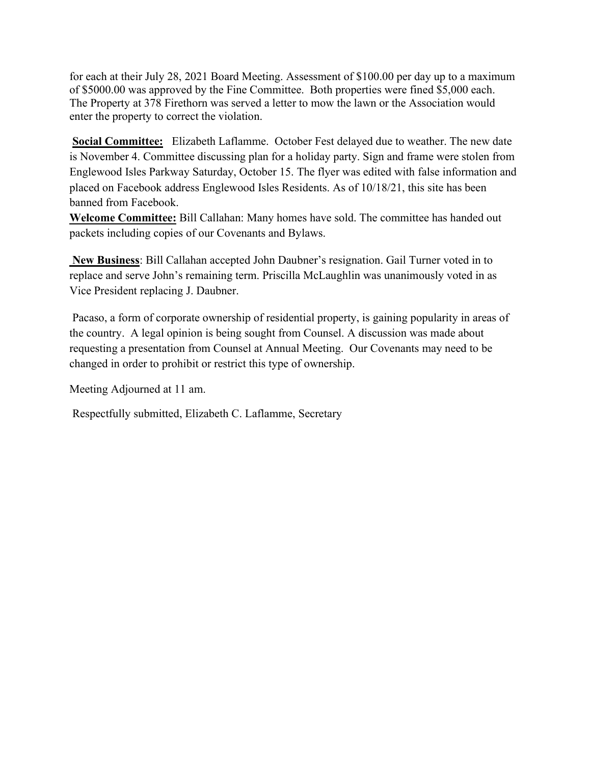for each at their July 28, 2021 Board Meeting. Assessment of $100.00 per day up to a maximum of $5000.00 was approved by the Fine Committee. Both properties were fined $5,000 each. The Property at 378 Firethorn was served a letter to mow the lawn or the Association would enter the property to correct the violation.

**Social Committee:** Elizabeth Laflamme. October Fest delayed due to weather. The new date is November 4. Committee discussing plan for a holiday party. Sign and frame were stolen from Englewood Isles Parkway Saturday, October 15. The flyer was edited with false information and placed on Facebook address Englewood Isles Residents. As of 10/18/21, this site has been banned from Facebook.

**Welcome Committee:** Bill Callahan: Many homes have sold. The committee has handed out packets including copies of our Covenants and Bylaws.

**New Business**: Bill Callahan accepted John Daubner's resignation. Gail Turner voted in to replace and serve John's remaining term. Priscilla McLaughlin was unanimously voted in as Vice President replacing J. Daubner.

Pacaso, a form of corporate ownership of residential property, is gaining popularity in areas of the country. A legal opinion is being sought from Counsel. A discussion was made about requesting a presentation from Counsel at Annual Meeting. Our Covenants may need to be changed in order to prohibit or restrict this type of ownership.

Meeting Adjourned at 11 am.

Respectfully submitted, Elizabeth C. Laflamme, Secretary